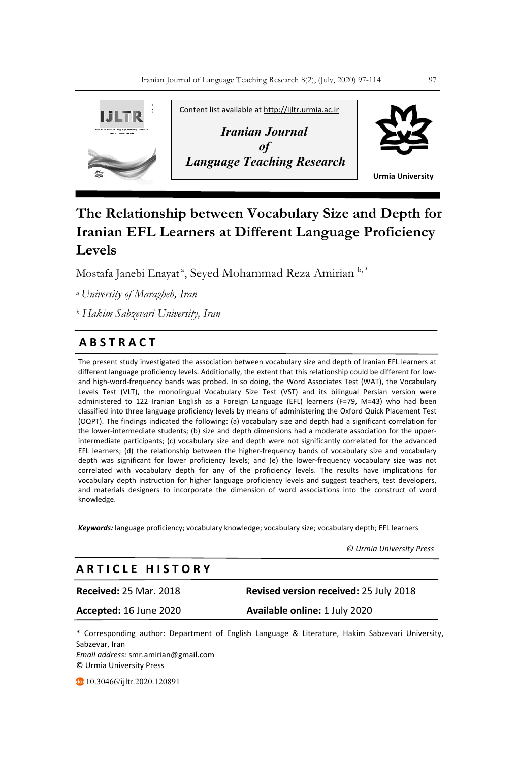Content list available at http://ijltr.urmia.ac.ir

*Iranian Journal of Language Teaching Research*

**Urmia University**

# The Relationship between Vocabulary Size and Depth for Iranian EFL Learners at Different Language Proficiency Levels

Mostafa Janebi Enayat[a], Seyed Mohammad Reza Amirian[b, *]

[a] *University of Maragheh, Iran*

[b] *Hakim Sabzevari University, Iran*

## ABSTRACT

The present study investigated the association between vocabulary size and depth of Iranian EFL learners at different language proficiency levels. Additionally, the extent that this relationship could be different for low- and high-word-frequency bands was probed. In so doing, the Word Associates Test (WAT), the Vocabulary Levels Test (VLT), the monolingual Vocabulary Size Test (VST) and its bilingual Persian version were administered to 122 Iranian English as a Foreign Language (EFL) learners (F=79, M=43) who had been classified into three language proficiency levels by means of administering the Oxford Quick Placement Test (OQPT). The findings indicated the following: (a) vocabulary size and depth had a significant correlation for the lower-intermediate students; (b) size and depth dimensions had a moderate association for the upper-intermediate participants; (c) vocabulary size and depth were not significantly correlated for the advanced EFL learners; (d) the relationship between the higher-frequency bands of vocabulary size and vocabulary depth was significant for lower proficiency levels; and (e) the lower-frequency vocabulary size was not correlated with vocabulary depth for any of the proficiency levels. The results have implications for vocabulary depth instruction for higher language proficiency levels and suggest teachers, test developers, and materials designers to incorporate the dimension of word associations into the construct of word knowledge.

***Keywords:*** language proficiency; vocabulary knowledge; vocabulary size; vocabulary depth; EFL learners

*© Urmia University Press*

## ARTICLE HISTORY

| | |
|---|---|
| **Received:** 25 Mar. 2018 | **Revised version received:** 25 July 2018 |
| **Accepted:** 16 June 2020 | **Available online:** 1 July 2020 |

\* Corresponding author: Department of English Language & Literature, Hakim Sabzevari University, Sabzevar, Iran

*Email address:* smr.amirian@gmail.com

© Urmia University Press

10.30466/ijltr.2020.120891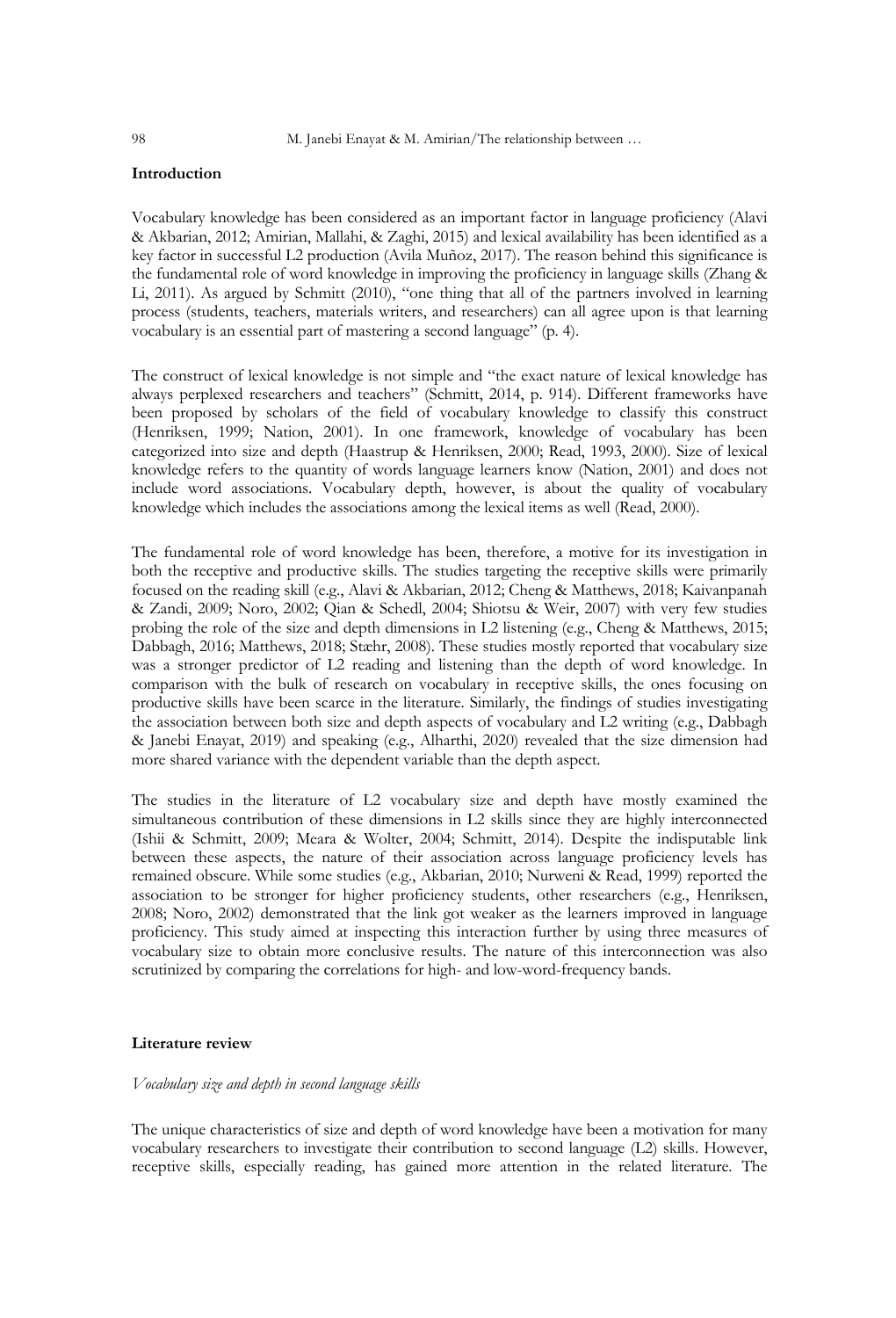**Introduction**

Vocabulary knowledge has been considered as an important factor in language proficiency (Alavi & Akbarian, 2012; Amirian, Mallahi, & Zaghi, 2015) and lexical availability has been identified as a key factor in successful L2 production (Avila Muñoz, 2017). The reason behind this significance is the fundamental role of word knowledge in improving the proficiency in language skills (Zhang & Li, 2011). As argued by Schmitt (2010), "one thing that all of the partners involved in learning process (students, teachers, materials writers, and researchers) can all agree upon is that learning vocabulary is an essential part of mastering a second language" (p. 4).

The construct of lexical knowledge is not simple and "the exact nature of lexical knowledge has always perplexed researchers and teachers" (Schmitt, 2014, p. 914). Different frameworks have been proposed by scholars of the field of vocabulary knowledge to classify this construct (Henriksen, 1999; Nation, 2001). In one framework, knowledge of vocabulary has been categorized into size and depth (Haastrup & Henriksen, 2000; Read, 1993, 2000). Size of lexical knowledge refers to the quantity of words language learners know (Nation, 2001) and does not include word associations. Vocabulary depth, however, is about the quality of vocabulary knowledge which includes the associations among the lexical items as well (Read, 2000).

The fundamental role of word knowledge has been, therefore, a motive for its investigation in both the receptive and productive skills. The studies targeting the receptive skills were primarily focused on the reading skill (e.g., Alavi & Akbarian, 2012; Cheng & Matthews, 2018; Kaivanpanah & Zandi, 2009; Noro, 2002; Qian & Schedl, 2004; Shiotsu & Weir, 2007) with very few studies probing the role of the size and depth dimensions in L2 listening (e.g., Cheng & Matthews, 2015; Dabbagh, 2016; Matthews, 2018; Stæhr, 2008). These studies mostly reported that vocabulary size was a stronger predictor of L2 reading and listening than the depth of word knowledge. In comparison with the bulk of research on vocabulary in receptive skills, the ones focusing on productive skills have been scarce in the literature. Similarly, the findings of studies investigating the association between both size and depth aspects of vocabulary and L2 writing (e.g., Dabbagh & Janebi Enayat, 2019) and speaking (e.g., Alharthi, 2020) revealed that the size dimension had more shared variance with the dependent variable than the depth aspect.

The studies in the literature of L2 vocabulary size and depth have mostly examined the simultaneous contribution of these dimensions in L2 skills since they are highly interconnected (Ishii & Schmitt, 2009; Meara & Wolter, 2004; Schmitt, 2014). Despite the indisputable link between these aspects, the nature of their association across language proficiency levels has remained obscure. While some studies (e.g., Akbarian, 2010; Nurweni & Read, 1999) reported the association to be stronger for higher proficiency students, other researchers (e.g., Henriksen, 2008; Noro, 2002) demonstrated that the link got weaker as the learners improved in language proficiency. This study aimed at inspecting this interaction further by using three measures of vocabulary size to obtain more conclusive results. The nature of this interconnection was also scrutinized by comparing the correlations for high- and low-word-frequency bands.

**Literature review**

*Vocabulary size and depth in second language skills*

The unique characteristics of size and depth of word knowledge have been a motivation for many vocabulary researchers to investigate their contribution to second language (L2) skills. However, receptive skills, especially reading, has gained more attention in the related literature. The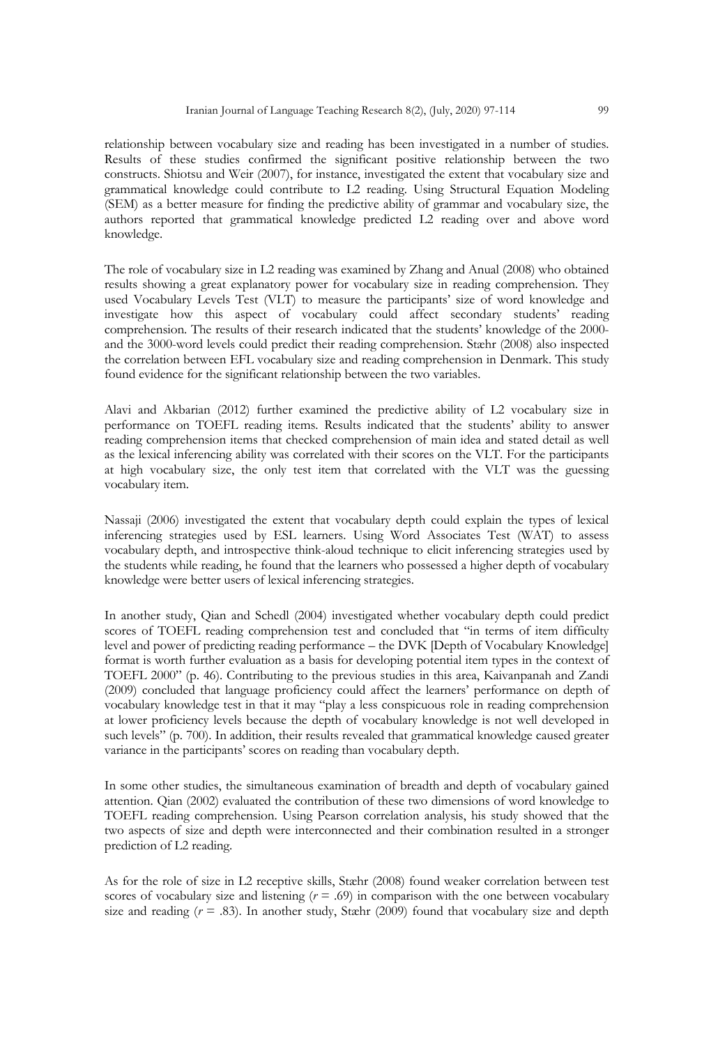relationship between vocabulary size and reading has been investigated in a number of studies. Results of these studies confirmed the significant positive relationship between the two constructs. Shiotsu and Weir (2007), for instance, investigated the extent that vocabulary size and grammatical knowledge could contribute to L2 reading. Using Structural Equation Modeling (SEM) as a better measure for finding the predictive ability of grammar and vocabulary size, the authors reported that grammatical knowledge predicted L2 reading over and above word knowledge.

The role of vocabulary size in L2 reading was examined by Zhang and Anual (2008) who obtained results showing a great explanatory power for vocabulary size in reading comprehension. They used Vocabulary Levels Test (VLT) to measure the participants' size of word knowledge and investigate how this aspect of vocabulary could affect secondary students' reading comprehension. The results of their research indicated that the students' knowledge of the 2000- and the 3000-word levels could predict their reading comprehension. Stæhr (2008) also inspected the correlation between EFL vocabulary size and reading comprehension in Denmark. This study found evidence for the significant relationship between the two variables.

Alavi and Akbarian (2012) further examined the predictive ability of L2 vocabulary size in performance on TOEFL reading items. Results indicated that the students' ability to answer reading comprehension items that checked comprehension of main idea and stated detail as well as the lexical inferencing ability was correlated with their scores on the VLT. For the participants at high vocabulary size, the only test item that correlated with the VLT was the guessing vocabulary item.

Nassaji (2006) investigated the extent that vocabulary depth could explain the types of lexical inferencing strategies used by ESL learners. Using Word Associates Test (WAT) to assess vocabulary depth, and introspective think-aloud technique to elicit inferencing strategies used by the students while reading, he found that the learners who possessed a higher depth of vocabulary knowledge were better users of lexical inferencing strategies.

In another study, Qian and Schedl (2004) investigated whether vocabulary depth could predict scores of TOEFL reading comprehension test and concluded that "in terms of item difficulty level and power of predicting reading performance – the DVK [Depth of Vocabulary Knowledge] format is worth further evaluation as a basis for developing potential item types in the context of TOEFL 2000" (p. 46). Contributing to the previous studies in this area, Kaivanpanah and Zandi (2009) concluded that language proficiency could affect the learners' performance on depth of vocabulary knowledge test in that it may "play a less conspicuous role in reading comprehension at lower proficiency levels because the depth of vocabulary knowledge is not well developed in such levels" (p. 700). In addition, their results revealed that grammatical knowledge caused greater variance in the participants' scores on reading than vocabulary depth.

In some other studies, the simultaneous examination of breadth and depth of vocabulary gained attention. Qian (2002) evaluated the contribution of these two dimensions of word knowledge to TOEFL reading comprehension. Using Pearson correlation analysis, his study showed that the two aspects of size and depth were interconnected and their combination resulted in a stronger prediction of L2 reading.

As for the role of size in L2 receptive skills, Stæhr (2008) found weaker correlation between test scores of vocabulary size and listening ($r = .69$) in comparison with the one between vocabulary size and reading ($r = .83$). In another study, Stæhr (2009) found that vocabulary size and depth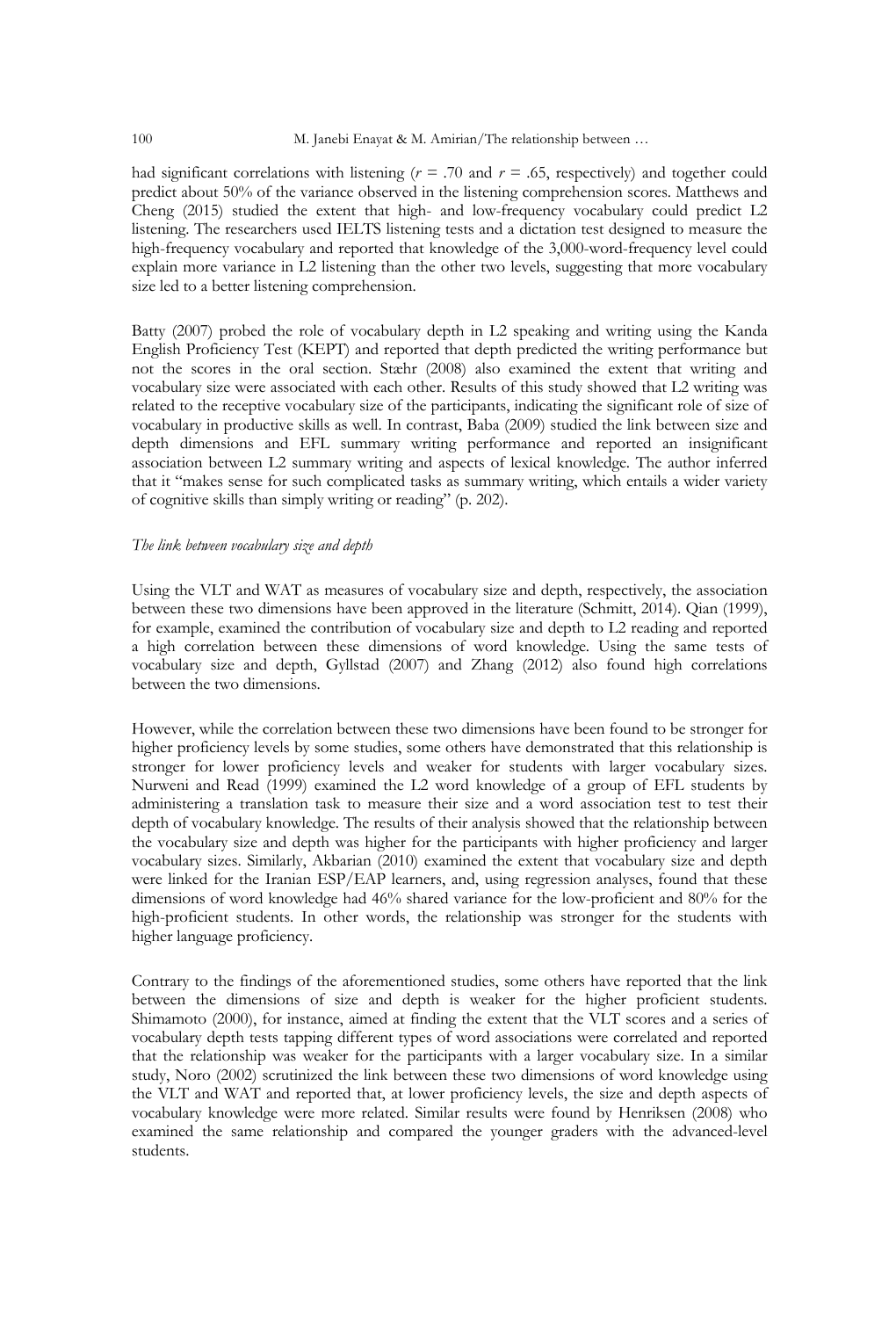had significant correlations with listening ($r$ = .70 and $r$ = .65, respectively) and together could predict about 50% of the variance observed in the listening comprehension scores. Matthews and Cheng (2015) studied the extent that high- and low-frequency vocabulary could predict L2 listening. The researchers used IELTS listening tests and a dictation test designed to measure the high-frequency vocabulary and reported that knowledge of the 3,000-word-frequency level could explain more variance in L2 listening than the other two levels, suggesting that more vocabulary size led to a better listening comprehension.

Batty (2007) probed the role of vocabulary depth in L2 speaking and writing using the Kanda English Proficiency Test (KEPT) and reported that depth predicted the writing performance but not the scores in the oral section. Stæhr (2008) also examined the extent that writing and vocabulary size were associated with each other. Results of this study showed that L2 writing was related to the receptive vocabulary size of the participants, indicating the significant role of size of vocabulary in productive skills as well. In contrast, Baba (2009) studied the link between size and depth dimensions and EFL summary writing performance and reported an insignificant association between L2 summary writing and aspects of lexical knowledge. The author inferred that it "makes sense for such complicated tasks as summary writing, which entails a wider variety of cognitive skills than simply writing or reading" (p. 202).

*The link between vocabulary size and depth*

Using the VLT and WAT as measures of vocabulary size and depth, respectively, the association between these two dimensions have been approved in the literature (Schmitt, 2014). Qian (1999), for example, examined the contribution of vocabulary size and depth to L2 reading and reported a high correlation between these dimensions of word knowledge. Using the same tests of vocabulary size and depth, Gyllstad (2007) and Zhang (2012) also found high correlations between the two dimensions.

However, while the correlation between these two dimensions have been found to be stronger for higher proficiency levels by some studies, some others have demonstrated that this relationship is stronger for lower proficiency levels and weaker for students with larger vocabulary sizes. Nurweni and Read (1999) examined the L2 word knowledge of a group of EFL students by administering a translation task to measure their size and a word association test to test their depth of vocabulary knowledge. The results of their analysis showed that the relationship between the vocabulary size and depth was higher for the participants with higher proficiency and larger vocabulary sizes. Similarly, Akbarian (2010) examined the extent that vocabulary size and depth were linked for the Iranian ESP/EAP learners, and, using regression analyses, found that these dimensions of word knowledge had 46% shared variance for the low-proficient and 80% for the high-proficient students. In other words, the relationship was stronger for the students with higher language proficiency.

Contrary to the findings of the aforementioned studies, some others have reported that the link between the dimensions of size and depth is weaker for the higher proficient students. Shimamoto (2000), for instance, aimed at finding the extent that the VLT scores and a series of vocabulary depth tests tapping different types of word associations were correlated and reported that the relationship was weaker for the participants with a larger vocabulary size. In a similar study, Noro (2002) scrutinized the link between these two dimensions of word knowledge using the VLT and WAT and reported that, at lower proficiency levels, the size and depth aspects of vocabulary knowledge were more related. Similar results were found by Henriksen (2008) who examined the same relationship and compared the younger graders with the advanced-level students.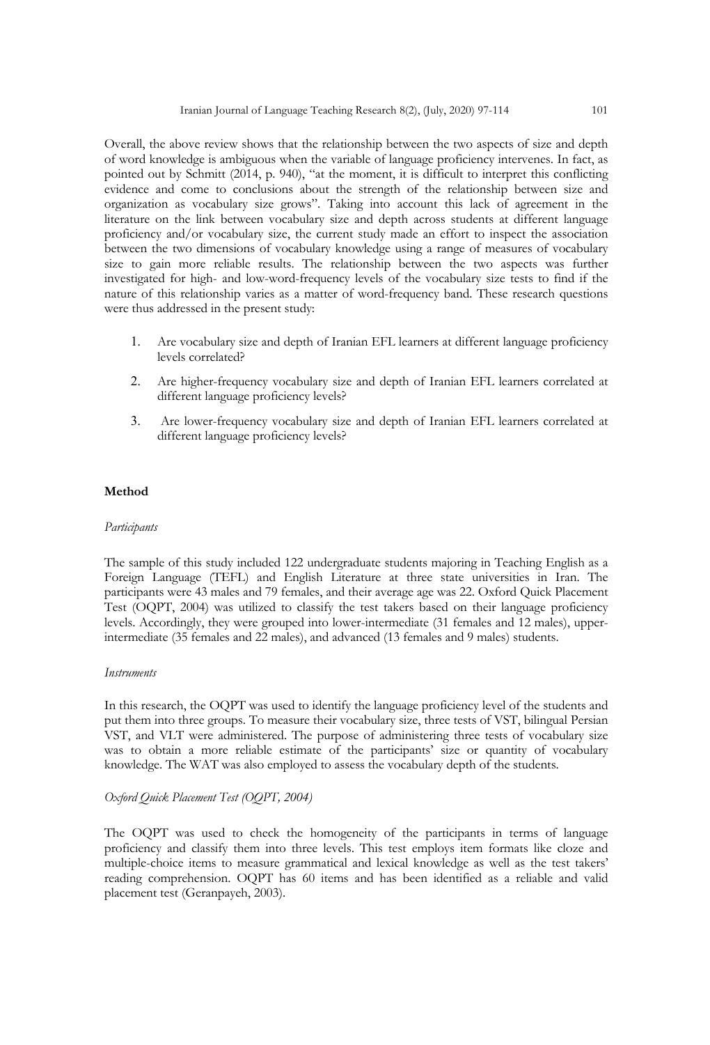Overall, the above review shows that the relationship between the two aspects of size and depth of word knowledge is ambiguous when the variable of language proficiency intervenes. In fact, as pointed out by Schmitt (2014, p. 940), "at the moment, it is difficult to interpret this conflicting evidence and come to conclusions about the strength of the relationship between size and organization as vocabulary size grows". Taking into account this lack of agreement in the literature on the link between vocabulary size and depth across students at different language proficiency and/or vocabulary size, the current study made an effort to inspect the association between the two dimensions of vocabulary knowledge using a range of measures of vocabulary size to gain more reliable results. The relationship between the two aspects was further investigated for high- and low-word-frequency levels of the vocabulary size tests to find if the nature of this relationship varies as a matter of word-frequency band. These research questions were thus addressed in the present study:

1. Are vocabulary size and depth of Iranian EFL learners at different language proficiency levels correlated?
2. Are higher-frequency vocabulary size and depth of Iranian EFL learners correlated at different language proficiency levels?
3. Are lower-frequency vocabulary size and depth of Iranian EFL learners correlated at different language proficiency levels?

## Method

### *Participants*

The sample of this study included 122 undergraduate students majoring in Teaching English as a Foreign Language (TEFL) and English Literature at three state universities in Iran. The participants were 43 males and 79 females, and their average age was 22. Oxford Quick Placement Test (OQPT, 2004) was utilized to classify the test takers based on their language proficiency levels. Accordingly, they were grouped into lower-intermediate (31 females and 12 males), upper-intermediate (35 females and 22 males), and advanced (13 females and 9 males) students.

### *Instruments*

In this research, the OQPT was used to identify the language proficiency level of the students and put them into three groups. To measure their vocabulary size, three tests of VST, bilingual Persian VST, and VLT were administered. The purpose of administering three tests of vocabulary size was to obtain a more reliable estimate of the participants' size or quantity of vocabulary knowledge. The WAT was also employed to assess the vocabulary depth of the students.

### *Oxford Quick Placement Test (OQPT, 2004)*

The OQPT was used to check the homogeneity of the participants in terms of language proficiency and classify them into three levels. This test employs item formats like cloze and multiple-choice items to measure grammatical and lexical knowledge as well as the test takers' reading comprehension. OQPT has 60 items and has been identified as a reliable and valid placement test (Geranpayeh, 2003).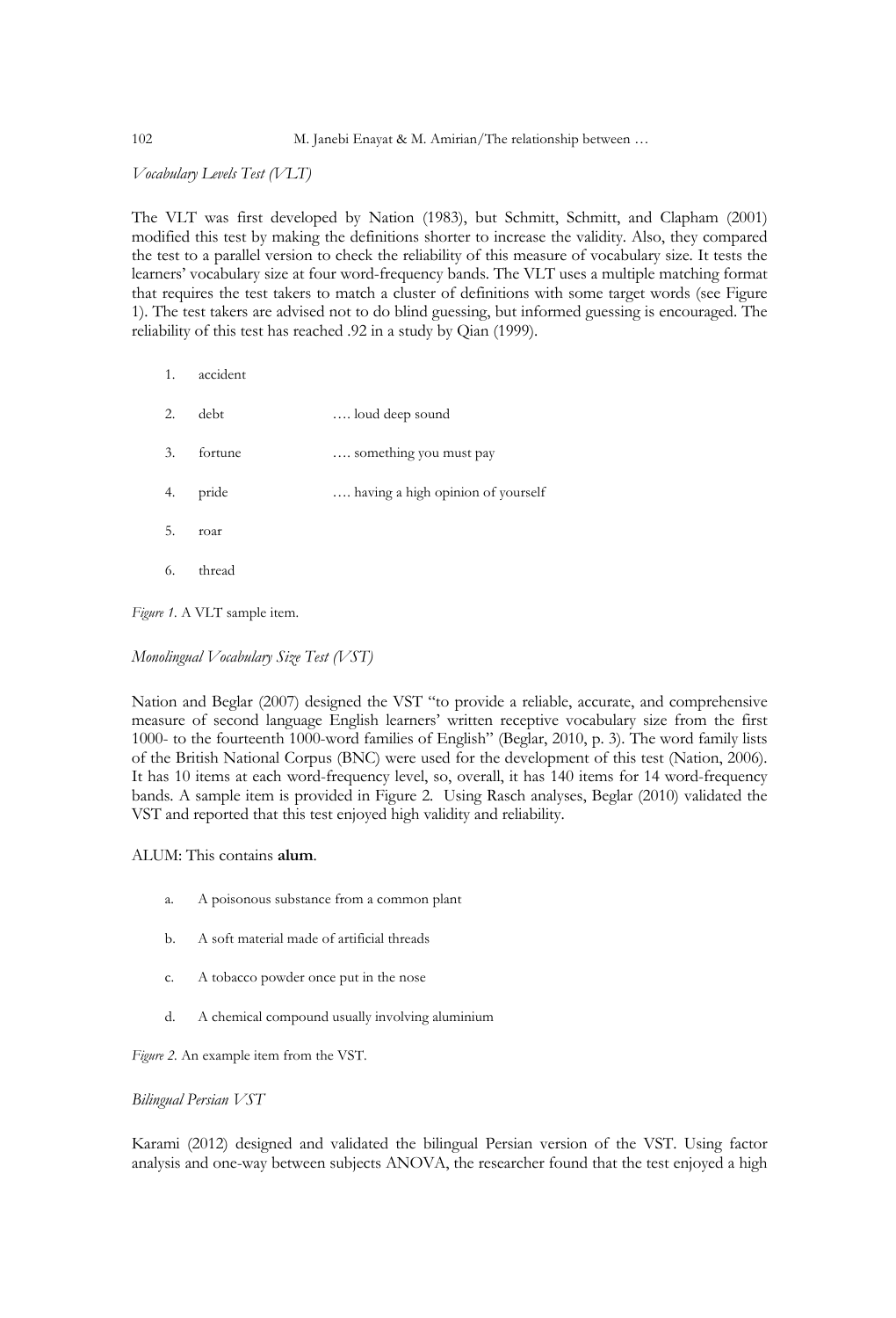*Vocabulary Levels Test (VLT)*

The VLT was first developed by Nation (1983), but Schmitt, Schmitt, and Clapham (2001) modified this test by making the definitions shorter to increase the validity. Also, they compared the test to a parallel version to check the reliability of this measure of vocabulary size. It tests the learners' vocabulary size at four word-frequency bands. The VLT uses a multiple matching format that requires the test takers to match a cluster of definitions with some target words (see Figure 1). The test takers are advised not to do blind guessing, but informed guessing is encouraged. The reliability of this test has reached .92 in a study by Qian (1999).

1. accident
2. debt …. loud deep sound
3. fortune …. something you must pay
4. pride …. having a high opinion of yourself
5. roar
6. thread

*Figure 1*. A VLT sample item.

*Monolingual Vocabulary Size Test (VST)*

Nation and Beglar (2007) designed the VST "to provide a reliable, accurate, and comprehensive measure of second language English learners' written receptive vocabulary size from the first 1000- to the fourteenth 1000-word families of English" (Beglar, 2010, p. 3). The word family lists of the British National Corpus (BNC) were used for the development of this test (Nation, 2006). It has 10 items at each word-frequency level, so, overall, it has 140 items for 14 word-frequency bands. A sample item is provided in Figure 2. Using Rasch analyses, Beglar (2010) validated the VST and reported that this test enjoyed high validity and reliability.

ALUM: This contains **alum**.

a. A poisonous substance from a common plant
b. A soft material made of artificial threads
c. A tobacco powder once put in the nose
d. A chemical compound usually involving aluminium

*Figure 2*. An example item from the VST.

*Bilingual Persian VST*

Karami (2012) designed and validated the bilingual Persian version of the VST. Using factor analysis and one-way between subjects ANOVA, the researcher found that the test enjoyed a high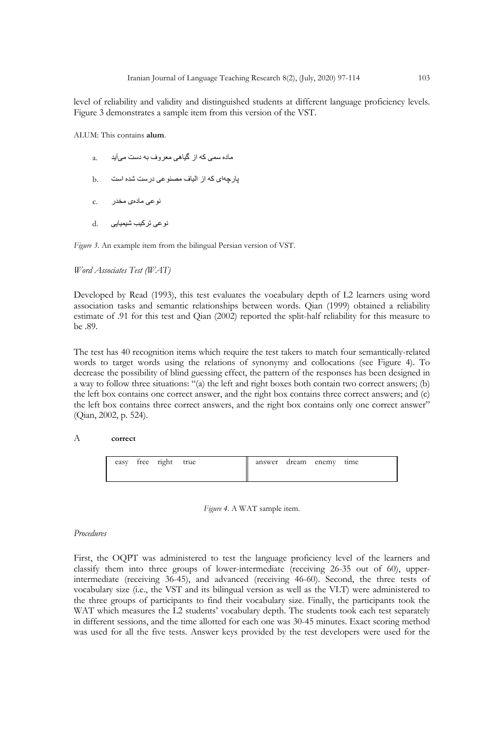level of reliability and validity and distinguished students at different language proficiency levels. Figure 3 demonstrates a sample item from this version of the VST.

ALUM: This contains **alum**.

a. ماده سمی که از گیاهی معروف به دست می‌آید

b. پارچه‌ای که از الیاف مصنوعی درست شده است

c. نوعی ماده‌ی مخدر

d. نوعی ترکیب شیمیایی

*Figure 3.* An example item from the bilingual Persian version of VST.

*Word Associates Test (WAT)*

Developed by Read (1993), this test evaluates the vocabulary depth of L2 learners using word association tasks and semantic relationships between words. Qian (1999) obtained a reliability estimate of .91 for this test and Qian (2002) reported the split-half reliability for this measure to be .89.

The test has 40 recognition items which require the test takers to match four semantically-related words to target words using the relations of synonymy and collocations (see Figure 4). To decrease the possibility of blind guessing effect, the pattern of the responses has been designed in a way to follow three situations: "(a) the left and right boxes both contain two correct answers; (b) the left box contains one correct answer, and the right box contains three correct answers; and (c) the left box contains three correct answers, and the right box contains only one correct answer" (Qian, 2002, p. 524).

A **correct**

| easy free right true | answer dream enemy time |
|---|---|

*Figure 4*. A WAT sample item.

*Procedures*

First, the OQPT was administered to test the language proficiency level of the learners and classify them into three groups of lower-intermediate (receiving 26-35 out of 60), upper-intermediate (receiving 36-45), and advanced (receiving 46-60). Second, the three tests of vocabulary size (i.e., the VST and its bilingual version as well as the VLT) were administered to the three groups of participants to find their vocabulary size. Finally, the participants took the WAT which measures the L2 students' vocabulary depth. The students took each test separately in different sessions, and the time allotted for each one was 30-45 minutes. Exact scoring method was used for all the five tests. Answer keys provided by the test developers were used for the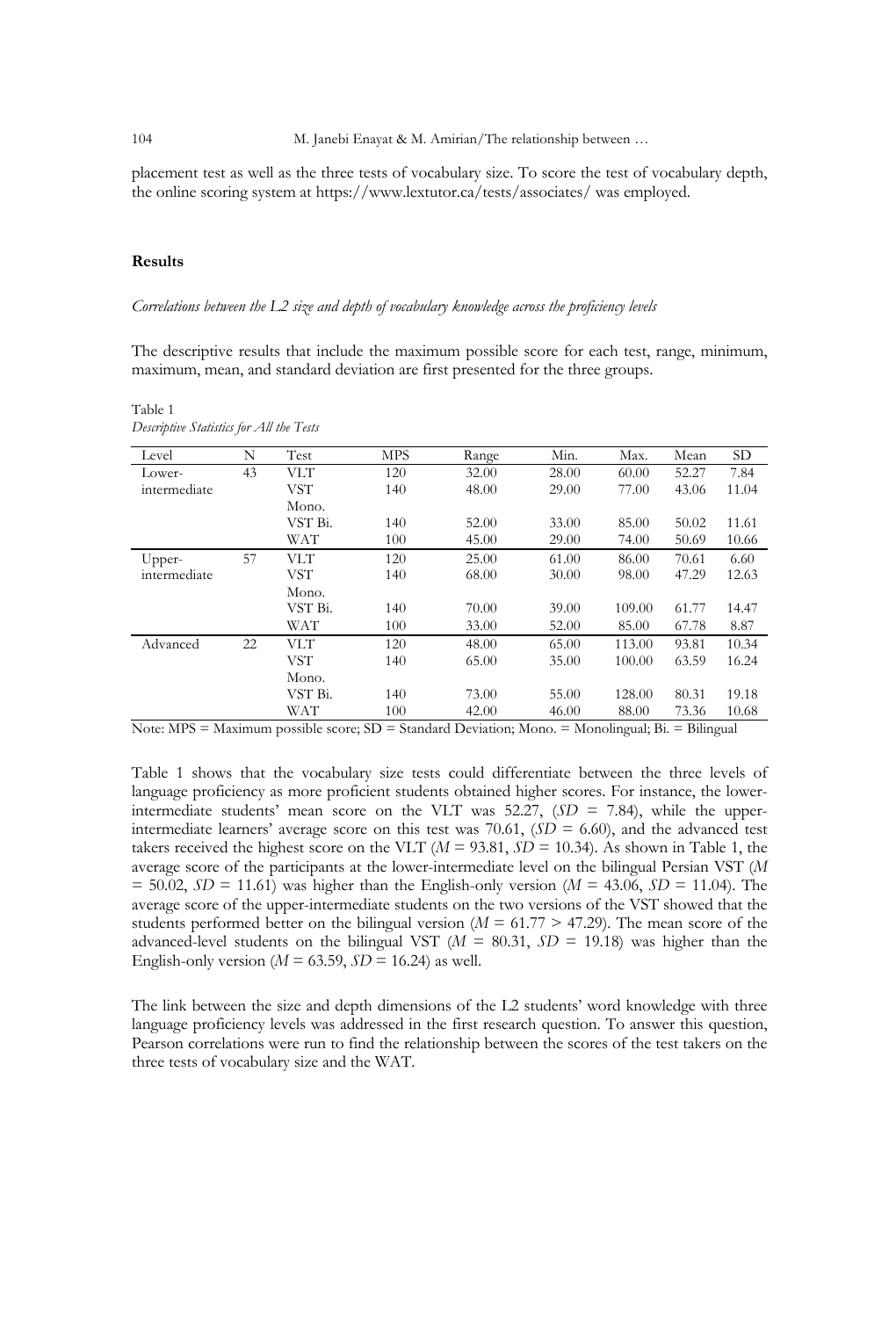placement test as well as the three tests of vocabulary size. To score the test of vocabulary depth, the online scoring system at https://www.lextutor.ca/tests/associates/ was employed.

### Results

*Correlations between the L2 size and depth of vocabulary knowledge across the proficiency levels*

The descriptive results that include the maximum possible score for each test, range, minimum, maximum, mean, and standard deviation are first presented for the three groups.

Table 1
*Descriptive Statistics for All the Tests*

| Level | N | Test | MPS | Range | Min. | Max. | Mean | SD |
|---|---|---|---|---|---|---|---|---|
| Lower-intermediate | 43 | VLT | 120 | 32.00 | 28.00 | 60.00 | 52.27 | 7.84 |
| | | VST Mono. | 140 | 48.00 | 29.00 | 77.00 | 43.06 | 11.04 |
| | | VST Bi. | 140 | 52.00 | 33.00 | 85.00 | 50.02 | 11.61 |
| | | WAT | 100 | 45.00 | 29.00 | 74.00 | 50.69 | 10.66 |
| Upper-intermediate | 57 | VLT | 120 | 25.00 | 61.00 | 86.00 | 70.61 | 6.60 |
| | | VST Mono. | 140 | 68.00 | 30.00 | 98.00 | 47.29 | 12.63 |
| | | VST Bi. | 140 | 70.00 | 39.00 | 109.00 | 61.77 | 14.47 |
| | | WAT | 100 | 33.00 | 52.00 | 85.00 | 67.78 | 8.87 |
| Advanced | 22 | VLT | 120 | 48.00 | 65.00 | 113.00 | 93.81 | 10.34 |
| | | VST Mono. | 140 | 65.00 | 35.00 | 100.00 | 63.59 | 16.24 |
| | | VST Bi. | 140 | 73.00 | 55.00 | 128.00 | 80.31 | 19.18 |
| | | WAT | 100 | 42.00 | 46.00 | 88.00 | 73.36 | 10.68 |

Note: MPS = Maximum possible score; SD = Standard Deviation; Mono. = Monolingual; Bi. = Bilingual

Table 1 shows that the vocabulary size tests could differentiate between the three levels of language proficiency as more proficient students obtained higher scores. For instance, the lower-intermediate students' mean score on the VLT was 52.27, (*SD* = 7.84), while the upper-intermediate learners' average score on this test was 70.61, (*SD* = 6.60), and the advanced test takers received the highest score on the VLT (*M* = 93.81, *SD* = 10.34). As shown in Table 1, the average score of the participants at the lower-intermediate level on the bilingual Persian VST (*M* = 50.02, *SD* = 11.61) was higher than the English-only version (*M* = 43.06, *SD* = 11.04). The average score of the upper-intermediate students on the two versions of the VST showed that the students performed better on the bilingual version (*M* = 61.77 > 47.29). The mean score of the advanced-level students on the bilingual VST (*M* = 80.31, *SD* = 19.18) was higher than the English-only version (*M* = 63.59, *SD* = 16.24) as well.

The link between the size and depth dimensions of the L2 students' word knowledge with three language proficiency levels was addressed in the first research question. To answer this question, Pearson correlations were run to find the relationship between the scores of the test takers on the three tests of vocabulary size and the WAT.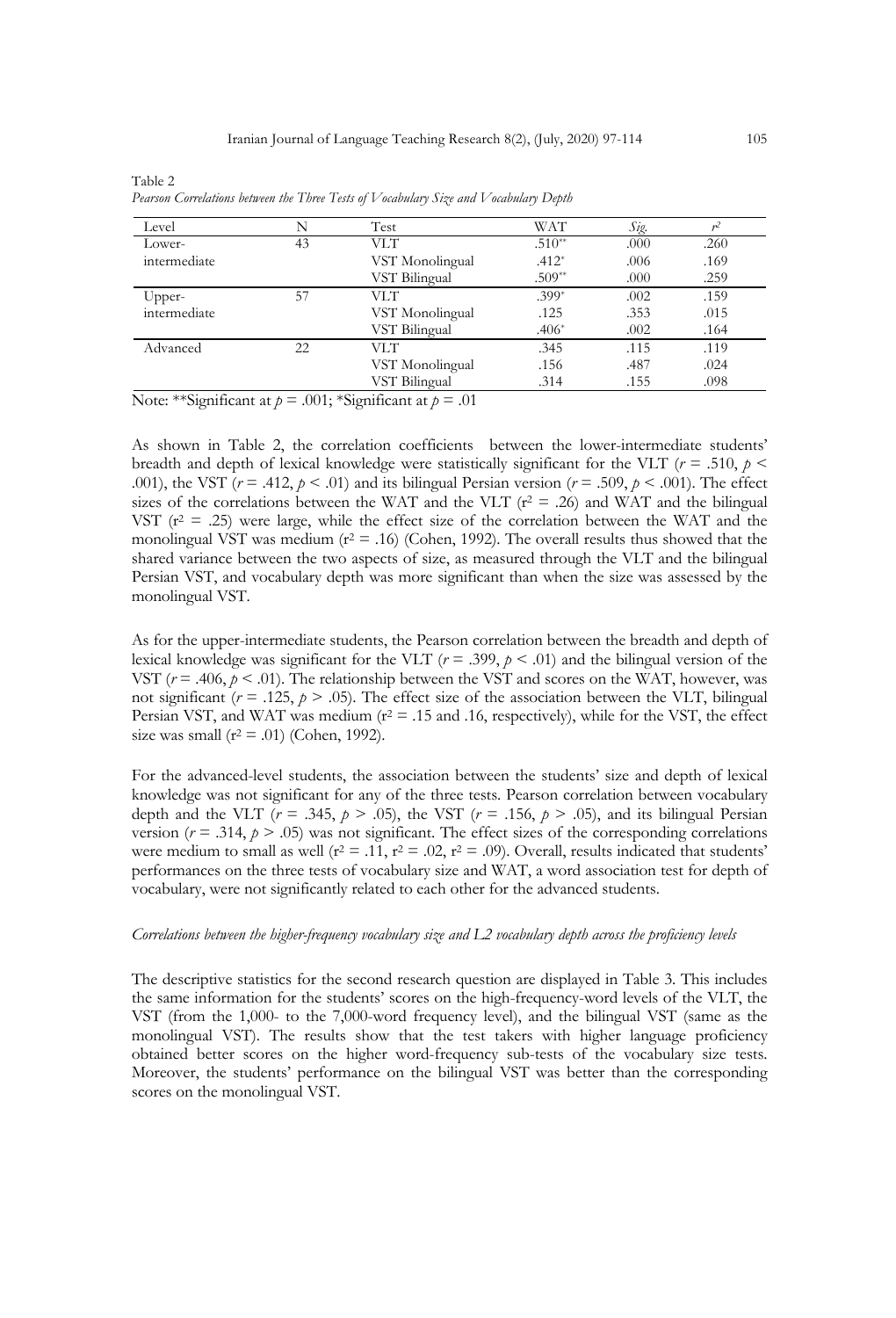Table 2

*Pearson Correlations between the Three Tests of Vocabulary Size and Vocabulary Depth*

| Level | N | Test | WAT | *Sig.* | $r^2$ |
|---|---|---|---|---|---|
| Lower-intermediate | 43 | VLT | .510** | .000 | .260 |
| | | VST Monolingual | .412* | .006 | .169 |
| | | VST Bilingual | .509** | .000 | .259 |
| Upper-intermediate | 57 | VLT | .399* | .002 | .159 |
| | | VST Monolingual | .125 | .353 | .015 |
| | | VST Bilingual | .406* | .002 | .164 |
| Advanced | 22 | VLT | .345 | .115 | .119 |
| | | VST Monolingual | .156 | .487 | .024 |
| | | VST Bilingual | .314 | .155 | .098 |

Note: **Significant at $p = .001$; *Significant at $p = .01$

As shown in Table 2, the correlation coefficients between the lower-intermediate students' breadth and depth of lexical knowledge were statistically significant for the VLT ($r = .510$, $p < .001$), the VST ($r = .412$, $p < .01$) and its bilingual Persian version ($r = .509$, $p < .001$). The effect sizes of the correlations between the WAT and the VLT ($r^2 = .26$) and WAT and the bilingual VST ($r^2 = .25$) were large, while the effect size of the correlation between the WAT and the monolingual VST was medium ($r^2 = .16$) (Cohen, 1992). The overall results thus showed that the shared variance between the two aspects of size, as measured through the VLT and the bilingual Persian VST, and vocabulary depth was more significant than when the size was assessed by the monolingual VST.

As for the upper-intermediate students, the Pearson correlation between the breadth and depth of lexical knowledge was significant for the VLT ($r = .399$, $p < .01$) and the bilingual version of the VST ($r = .406$, $p < .01$). The relationship between the VST and scores on the WAT, however, was not significant ($r = .125$, $p > .05$). The effect size of the association between the VLT, bilingual Persian VST, and WAT was medium ($r^2 = .15$ and .16, respectively), while for the VST, the effect size was small ($r^2 = .01$) (Cohen, 1992).

For the advanced-level students, the association between the students' size and depth of lexical knowledge was not significant for any of the three tests. Pearson correlation between vocabulary depth and the VLT ($r = .345$, $p > .05$), the VST ($r = .156$, $p > .05$), and its bilingual Persian version ($r = .314$, $p > .05$) was not significant. The effect sizes of the corresponding correlations were medium to small as well ($r^2 = .11$, $r^2 = .02$, $r^2 = .09$). Overall, results indicated that students' performances on the three tests of vocabulary size and WAT, a word association test for depth of vocabulary, were not significantly related to each other for the advanced students.

*Correlations between the higher-frequency vocabulary size and L2 vocabulary depth across the proficiency levels*

The descriptive statistics for the second research question are displayed in Table 3. This includes the same information for the students' scores on the high-frequency-word levels of the VLT, the VST (from the 1,000- to the 7,000-word frequency level), and the bilingual VST (same as the monolingual VST). The results show that the test takers with higher language proficiency obtained better scores on the higher word-frequency sub-tests of the vocabulary size tests. Moreover, the students' performance on the bilingual VST was better than the corresponding scores on the monolingual VST.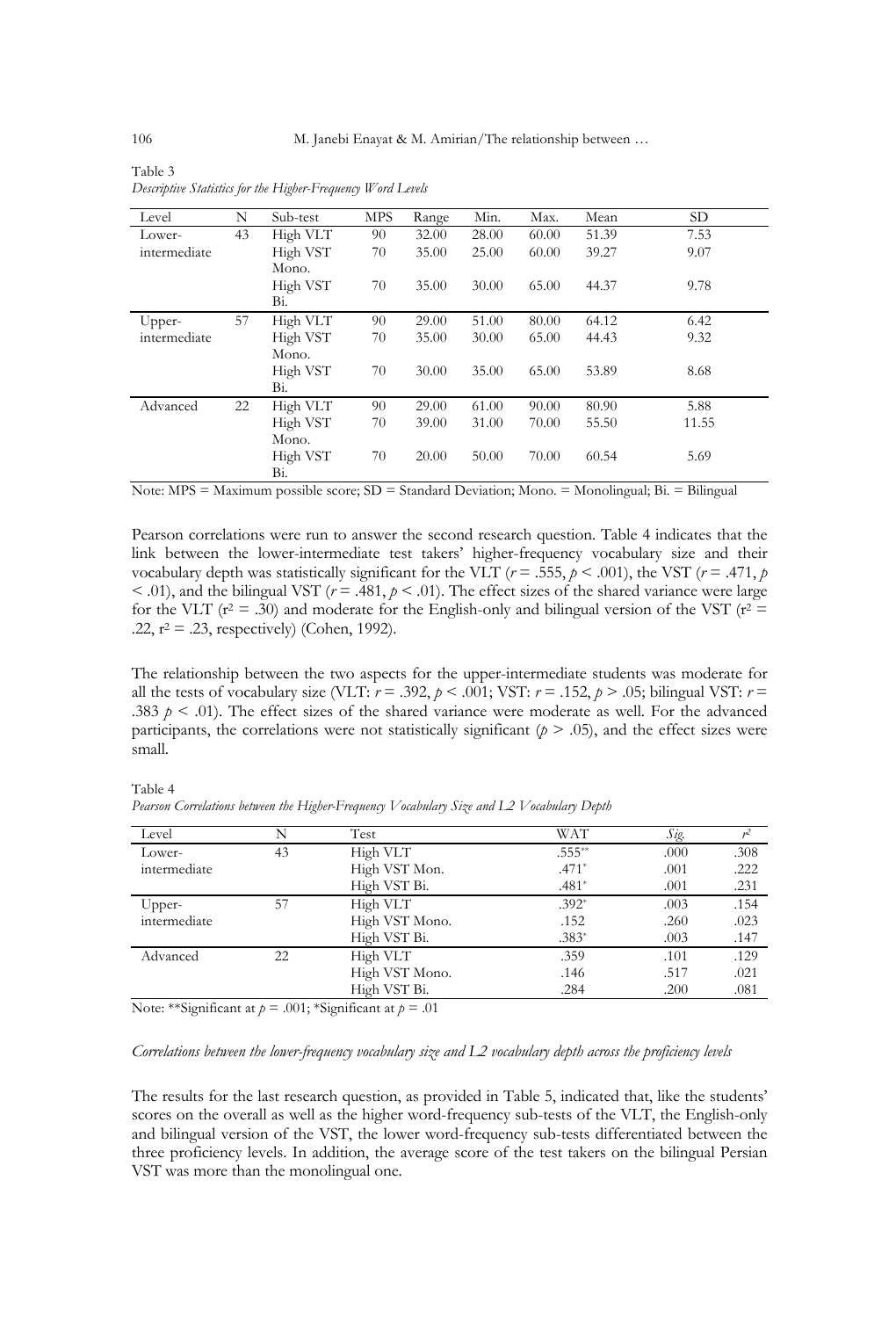Table 3
*Descriptive Statistics for the Higher-Frequency Word Levels*

| Level | N | Sub-test | MPS | Range | Min. | Max. | Mean | SD |
|---|---|---|---|---|---|---|---|---|
| Lower-intermediate | 43 | High VLT | 90 | 32.00 | 28.00 | 60.00 | 51.39 | 7.53 |
| | | High VST Mono. | 70 | 35.00 | 25.00 | 60.00 | 39.27 | 9.07 |
| | | High VST Bi. | 70 | 35.00 | 30.00 | 65.00 | 44.37 | 9.78 |
| Upper-intermediate | 57 | High VLT | 90 | 29.00 | 51.00 | 80.00 | 64.12 | 6.42 |
| | | High VST Mono. | 70 | 35.00 | 30.00 | 65.00 | 44.43 | 9.32 |
| | | High VST Bi. | 70 | 30.00 | 35.00 | 65.00 | 53.89 | 8.68 |
| Advanced | 22 | High VLT | 90 | 29.00 | 61.00 | 90.00 | 80.90 | 5.88 |
| | | High VST Mono. | 70 | 39.00 | 31.00 | 70.00 | 55.50 | 11.55 |
| | | High VST Bi. | 70 | 20.00 | 50.00 | 70.00 | 60.54 | 5.69 |

Note: MPS = Maximum possible score; SD = Standard Deviation; Mono. = Monolingual; Bi. = Bilingual

Pearson correlations were run to answer the second research question. Table 4 indicates that the link between the lower-intermediate test takers' higher-frequency vocabulary size and their vocabulary depth was statistically significant for the VLT ($r = .555$, $p < .001$), the VST ($r = .471$, $p < .01$), and the bilingual VST ($r = .481$, $p < .01$). The effect sizes of the shared variance were large for the VLT ($r^2 = .30$) and moderate for the English-only and bilingual version of the VST ($r^2 = .22$, $r^2 = .23$, respectively) (Cohen, 1992).

The relationship between the two aspects for the upper-intermediate students was moderate for all the tests of vocabulary size (VLT: $r = .392$, $p < .001$; VST: $r = .152$, $p > .05$; bilingual VST: $r = .383$ $p < .01$). The effect sizes of the shared variance were moderate as well. For the advanced participants, the correlations were not statistically significant ($p > .05$), and the effect sizes were small.

Table 4
*Pearson Correlations between the Higher-Frequency Vocabulary Size and L2 Vocabulary Depth*

| Level | N | Test | WAT | *Sig.* | $r^2$ |
|---|---|---|---|---|---|
| Lower-intermediate | 43 | High VLT | .555** | .000 | .308 |
| | | High VST Mon. | .471* | .001 | .222 |
| | | High VST Bi. | .481* | .001 | .231 |
| Upper-intermediate | 57 | High VLT | .392* | .003 | .154 |
| | | High VST Mono. | .152 | .260 | .023 |
| | | High VST Bi. | .383* | .003 | .147 |
| Advanced | 22 | High VLT | .359 | .101 | .129 |
| | | High VST Mono. | .146 | .517 | .021 |
| | | High VST Bi. | .284 | .200 | .081 |

Note: **Significant at $p = .001$; *Significant at $p = .01$

*Correlations between the lower-frequency vocabulary size and L2 vocabulary depth across the proficiency levels*

The results for the last research question, as provided in Table 5, indicated that, like the students' scores on the overall as well as the higher word-frequency sub-tests of the VLT, the English-only and bilingual version of the VST, the lower word-frequency sub-tests differentiated between the three proficiency levels. In addition, the average score of the test takers on the bilingual Persian VST was more than the monolingual one.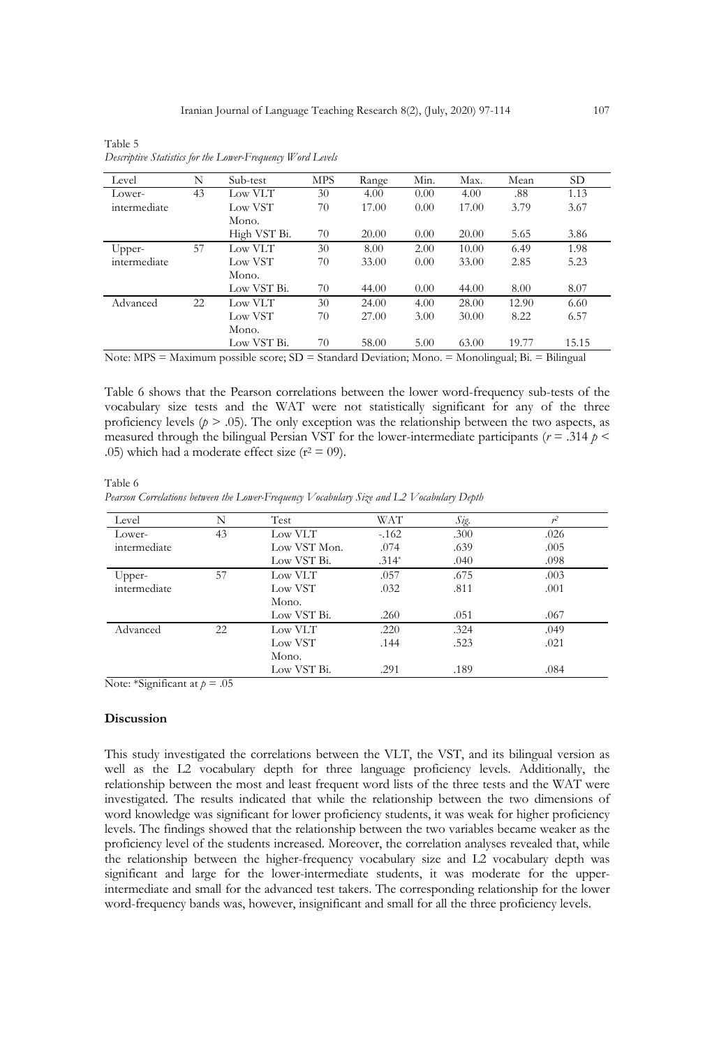Table 5

*Descriptive Statistics for the Lower-Frequency Word Levels*

| Level | N | Sub-test | MPS | Range | Min. | Max. | Mean | SD |
|---|---|---|---|---|---|---|---|---|
| Lower-intermediate | 43 | Low VLT | 30 | 4.00 | 0.00 | 4.00 | .88 | 1.13 |
| | | Low VST Mono. | 70 | 17.00 | 0.00 | 17.00 | 3.79 | 3.67 |
| | | High VST Bi. | 70 | 20.00 | 0.00 | 20.00 | 5.65 | 3.86 |
| Upper-intermediate | 57 | Low VLT | 30 | 8.00 | 2.00 | 10.00 | 6.49 | 1.98 |
| | | Low VST Mono. | 70 | 33.00 | 0.00 | 33.00 | 2.85 | 5.23 |
| | | Low VST Bi. | 70 | 44.00 | 0.00 | 44.00 | 8.00 | 8.07 |
| Advanced | 22 | Low VLT | 30 | 24.00 | 4.00 | 28.00 | 12.90 | 6.60 |
| | | Low VST Mono. | 70 | 27.00 | 3.00 | 30.00 | 8.22 | 6.57 |
| | | Low VST Bi. | 70 | 58.00 | 5.00 | 63.00 | 19.77 | 15.15 |

Note: MPS = Maximum possible score; SD = Standard Deviation; Mono. = Monolingual; Bi. = Bilingual

Table 6 shows that the Pearson correlations between the lower word-frequency sub-tests of the vocabulary size tests and the WAT were not statistically significant for any of the three proficiency levels ($p > .05$). The only exception was the relationship between the two aspects, as measured through the bilingual Persian VST for the lower-intermediate participants ($r = .314$ $p < .05$) which had a moderate effect size ($r^2 = 09$).

Table 6

*Pearson Correlations between the Lower-Frequency Vocabulary Size and L2 Vocabulary Depth*

| Level | N | Test | WAT | *Sig.* | $r^2$ |
|---|---|---|---|---|---|
| Lower-intermediate | 43 | Low VLT | -.162 | .300 | .026 |
| | | Low VST Mon. | .074 | .639 | .005 |
| | | Low VST Bi. | .314* | .040 | .098 |
| Upper-intermediate | 57 | Low VLT | .057 | .675 | .003 |
| | | Low VST Mono. | .032 | .811 | .001 |
| | | Low VST Bi. | .260 | .051 | .067 |
| Advanced | 22 | Low VLT | .220 | .324 | .049 |
| | | Low VST Mono. | .144 | .523 | .021 |
| | | Low VST Bi. | .291 | .189 | .084 |

Note: *Significant at $p = .05$

## Discussion

This study investigated the correlations between the VLT, the VST, and its bilingual version as well as the L2 vocabulary depth for three language proficiency levels. Additionally, the relationship between the most and least frequent word lists of the three tests and the WAT were investigated. The results indicated that while the relationship between the two dimensions of word knowledge was significant for lower proficiency students, it was weak for higher proficiency levels. The findings showed that the relationship between the two variables became weaker as the proficiency level of the students increased. Moreover, the correlation analyses revealed that, while the relationship between the higher-frequency vocabulary size and L2 vocabulary depth was significant and large for the lower-intermediate students, it was moderate for the upper-intermediate and small for the advanced test takers. The corresponding relationship for the lower word-frequency bands was, however, insignificant and small for all the three proficiency levels.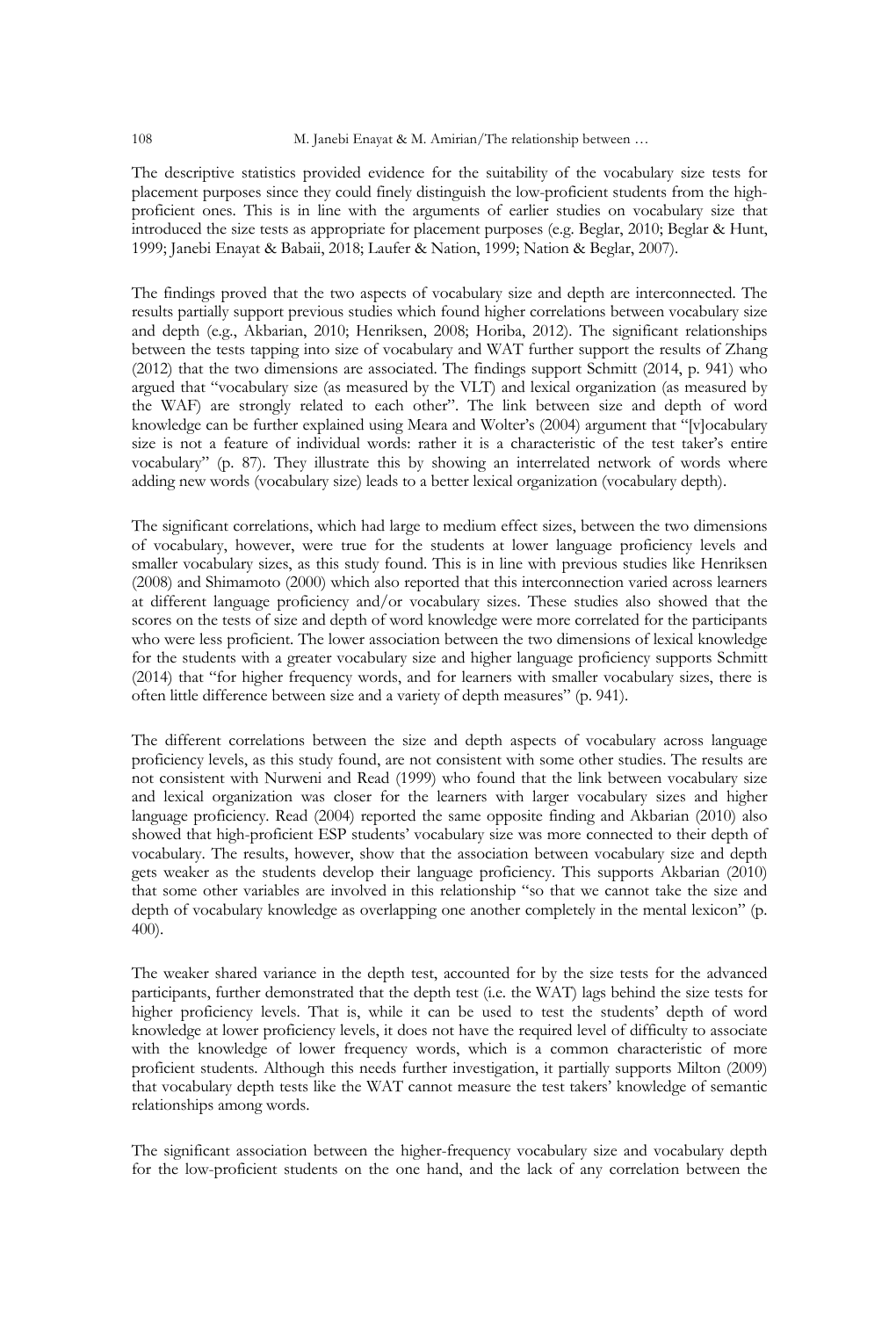The descriptive statistics provided evidence for the suitability of the vocabulary size tests for placement purposes since they could finely distinguish the low-proficient students from the high-proficient ones. This is in line with the arguments of earlier studies on vocabulary size that introduced the size tests as appropriate for placement purposes (e.g. Beglar, 2010; Beglar & Hunt, 1999; Janebi Enayat & Babaii, 2018; Laufer & Nation, 1999; Nation & Beglar, 2007).

The findings proved that the two aspects of vocabulary size and depth are interconnected. The results partially support previous studies which found higher correlations between vocabulary size and depth (e.g., Akbarian, 2010; Henriksen, 2008; Horiba, 2012). The significant relationships between the tests tapping into size of vocabulary and WAT further support the results of Zhang (2012) that the two dimensions are associated. The findings support Schmitt (2014, p. 941) who argued that "vocabulary size (as measured by the VLT) and lexical organization (as measured by the WAF) are strongly related to each other". The link between size and depth of word knowledge can be further explained using Meara and Wolter's (2004) argument that "[v]ocabulary size is not a feature of individual words: rather it is a characteristic of the test taker's entire vocabulary" (p. 87). They illustrate this by showing an interrelated network of words where adding new words (vocabulary size) leads to a better lexical organization (vocabulary depth).

The significant correlations, which had large to medium effect sizes, between the two dimensions of vocabulary, however, were true for the students at lower language proficiency levels and smaller vocabulary sizes, as this study found. This is in line with previous studies like Henriksen (2008) and Shimamoto (2000) which also reported that this interconnection varied across learners at different language proficiency and/or vocabulary sizes. These studies also showed that the scores on the tests of size and depth of word knowledge were more correlated for the participants who were less proficient. The lower association between the two dimensions of lexical knowledge for the students with a greater vocabulary size and higher language proficiency supports Schmitt (2014) that "for higher frequency words, and for learners with smaller vocabulary sizes, there is often little difference between size and a variety of depth measures" (p. 941).

The different correlations between the size and depth aspects of vocabulary across language proficiency levels, as this study found, are not consistent with some other studies. The results are not consistent with Nurweni and Read (1999) who found that the link between vocabulary size and lexical organization was closer for the learners with larger vocabulary sizes and higher language proficiency. Read (2004) reported the same opposite finding and Akbarian (2010) also showed that high-proficient ESP students' vocabulary size was more connected to their depth of vocabulary. The results, however, show that the association between vocabulary size and depth gets weaker as the students develop their language proficiency. This supports Akbarian (2010) that some other variables are involved in this relationship "so that we cannot take the size and depth of vocabulary knowledge as overlapping one another completely in the mental lexicon" (p. 400).

The weaker shared variance in the depth test, accounted for by the size tests for the advanced participants, further demonstrated that the depth test (i.e. the WAT) lags behind the size tests for higher proficiency levels. That is, while it can be used to test the students' depth of word knowledge at lower proficiency levels, it does not have the required level of difficulty to associate with the knowledge of lower frequency words, which is a common characteristic of more proficient students. Although this needs further investigation, it partially supports Milton (2009) that vocabulary depth tests like the WAT cannot measure the test takers' knowledge of semantic relationships among words.

The significant association between the higher-frequency vocabulary size and vocabulary depth for the low-proficient students on the one hand, and the lack of any correlation between the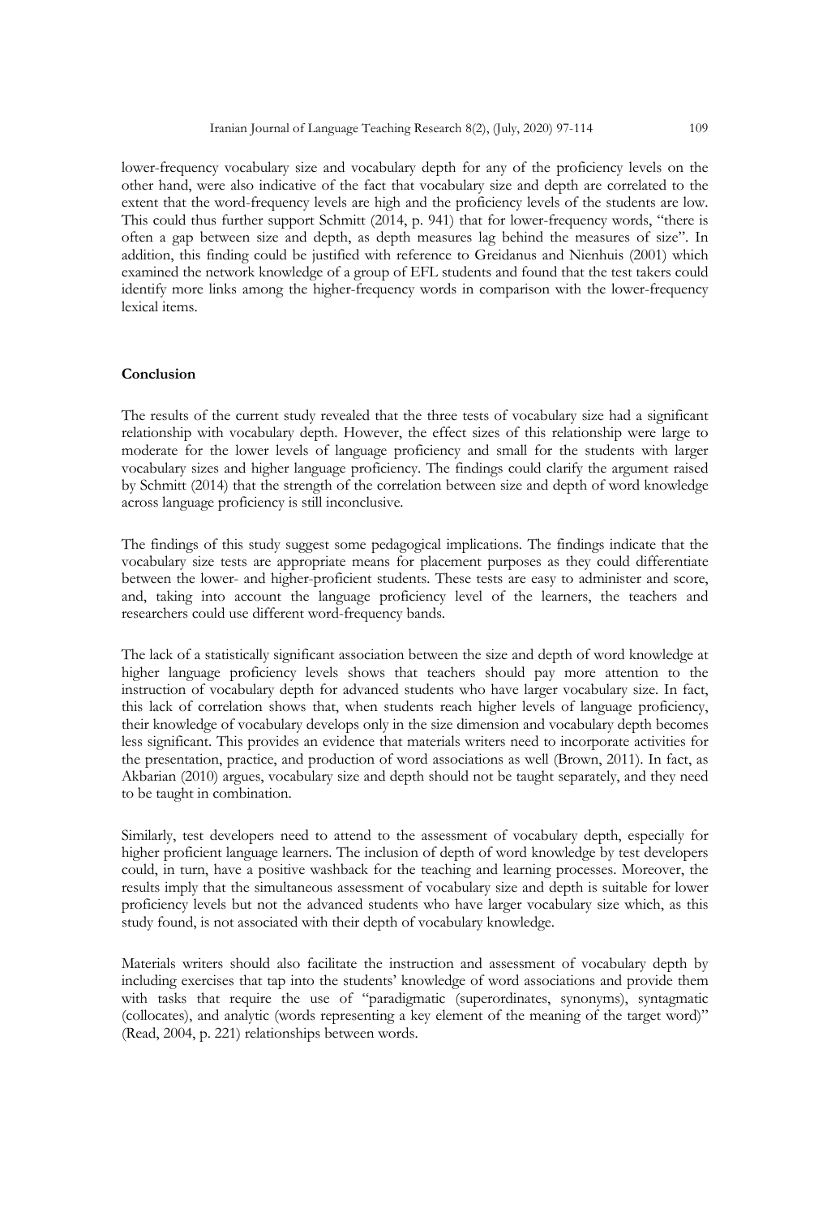lower-frequency vocabulary size and vocabulary depth for any of the proficiency levels on the other hand, were also indicative of the fact that vocabulary size and depth are correlated to the extent that the word-frequency levels are high and the proficiency levels of the students are low. This could thus further support Schmitt (2014, p. 941) that for lower-frequency words, "there is often a gap between size and depth, as depth measures lag behind the measures of size". In addition, this finding could be justified with reference to Greidanus and Nienhuis (2001) which examined the network knowledge of a group of EFL students and found that the test takers could identify more links among the higher-frequency words in comparison with the lower-frequency lexical items.

## Conclusion

The results of the current study revealed that the three tests of vocabulary size had a significant relationship with vocabulary depth. However, the effect sizes of this relationship were large to moderate for the lower levels of language proficiency and small for the students with larger vocabulary sizes and higher language proficiency. The findings could clarify the argument raised by Schmitt (2014) that the strength of the correlation between size and depth of word knowledge across language proficiency is still inconclusive.

The findings of this study suggest some pedagogical implications. The findings indicate that the vocabulary size tests are appropriate means for placement purposes as they could differentiate between the lower- and higher-proficient students. These tests are easy to administer and score, and, taking into account the language proficiency level of the learners, the teachers and researchers could use different word-frequency bands.

The lack of a statistically significant association between the size and depth of word knowledge at higher language proficiency levels shows that teachers should pay more attention to the instruction of vocabulary depth for advanced students who have larger vocabulary size. In fact, this lack of correlation shows that, when students reach higher levels of language proficiency, their knowledge of vocabulary develops only in the size dimension and vocabulary depth becomes less significant. This provides an evidence that materials writers need to incorporate activities for the presentation, practice, and production of word associations as well (Brown, 2011). In fact, as Akbarian (2010) argues, vocabulary size and depth should not be taught separately, and they need to be taught in combination.

Similarly, test developers need to attend to the assessment of vocabulary depth, especially for higher proficient language learners. The inclusion of depth of word knowledge by test developers could, in turn, have a positive washback for the teaching and learning processes. Moreover, the results imply that the simultaneous assessment of vocabulary size and depth is suitable for lower proficiency levels but not the advanced students who have larger vocabulary size which, as this study found, is not associated with their depth of vocabulary knowledge.

Materials writers should also facilitate the instruction and assessment of vocabulary depth by including exercises that tap into the students' knowledge of word associations and provide them with tasks that require the use of "paradigmatic (superordinates, synonyms), syntagmatic (collocates), and analytic (words representing a key element of the meaning of the target word)" (Read, 2004, p. 221) relationships between words.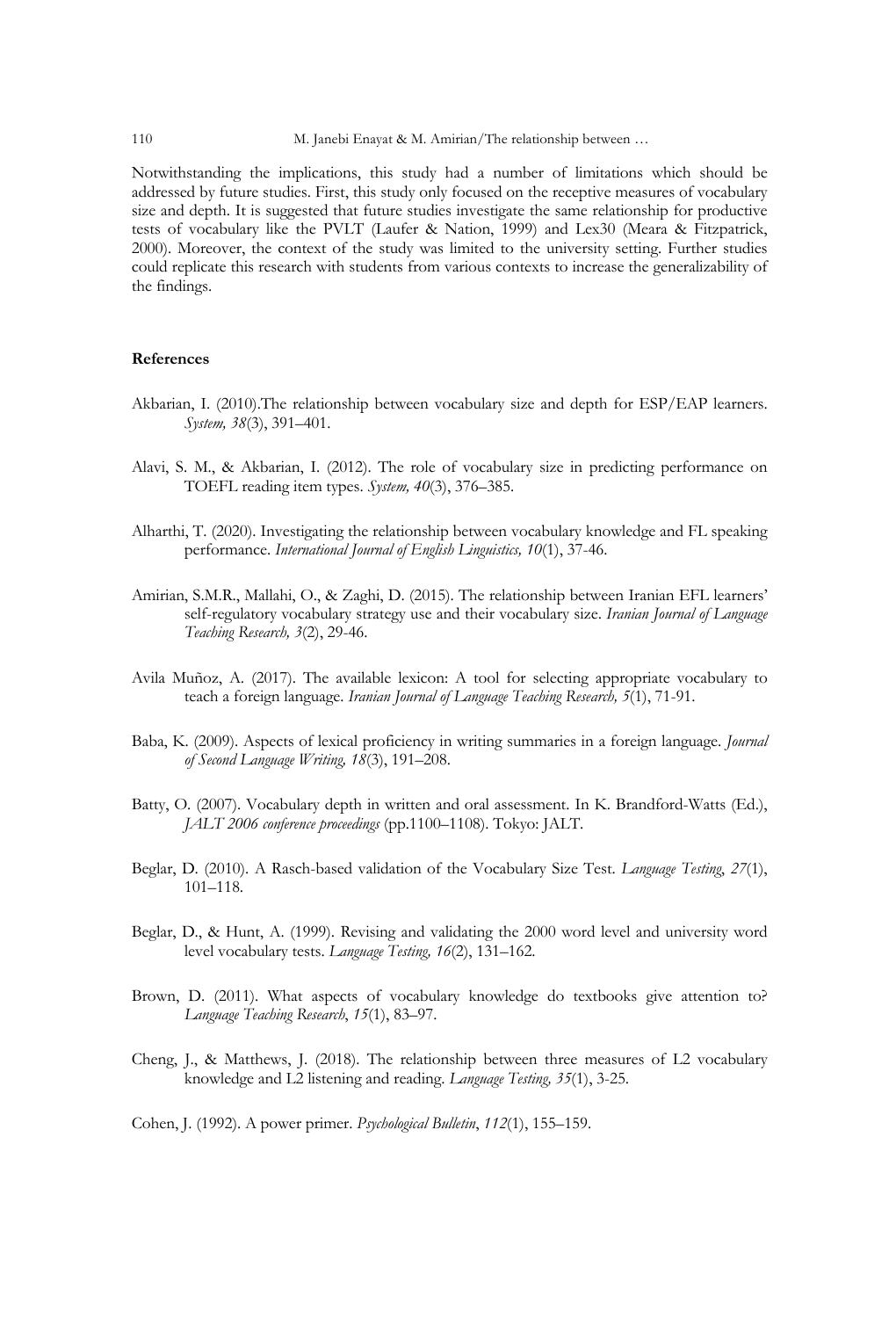Notwithstanding the implications, this study had a number of limitations which should be addressed by future studies. First, this study only focused on the receptive measures of vocabulary size and depth. It is suggested that future studies investigate the same relationship for productive tests of vocabulary like the PVLT (Laufer & Nation, 1999) and Lex30 (Meara & Fitzpatrick, 2000). Moreover, the context of the study was limited to the university setting. Further studies could replicate this research with students from various contexts to increase the generalizability of the findings.

## References

Akbarian, I. (2010).The relationship between vocabulary size and depth for ESP/EAP learners. *System, 38*(3), 391–401.

Alavi, S. M., & Akbarian, I. (2012). The role of vocabulary size in predicting performance on TOEFL reading item types. *System, 40*(3), 376–385.

Alharthi, T. (2020). Investigating the relationship between vocabulary knowledge and FL speaking performance. *International Journal of English Linguistics, 10*(1), 37-46.

Amirian, S.M.R., Mallahi, O., & Zaghi, D. (2015). The relationship between Iranian EFL learners' self-regulatory vocabulary strategy use and their vocabulary size. *Iranian Journal of Language Teaching Research, 3*(2), 29-46.

Avila Muñoz, A. (2017). The available lexicon: A tool for selecting appropriate vocabulary to teach a foreign language. *Iranian Journal of Language Teaching Research, 5*(1), 71-91.

Baba, K. (2009). Aspects of lexical proficiency in writing summaries in a foreign language. *Journal of Second Language Writing, 18*(3), 191–208.

Batty, O. (2007). Vocabulary depth in written and oral assessment. In K. Brandford-Watts (Ed.), *JALT 2006 conference proceedings* (pp.1100–1108). Tokyo: JALT.

Beglar, D. (2010). A Rasch-based validation of the Vocabulary Size Test. *Language Testing*, *27*(1), 101–118.

Beglar, D., & Hunt, A. (1999). Revising and validating the 2000 word level and university word level vocabulary tests. *Language Testing, 16*(2), 131–162.

Brown, D. (2011). What aspects of vocabulary knowledge do textbooks give attention to? *Language Teaching Research*, *15*(1), 83–97.

Cheng, J., & Matthews, J. (2018). The relationship between three measures of L2 vocabulary knowledge and L2 listening and reading. *Language Testing, 35*(1), 3-25.

Cohen, J. (1992). A power primer. *Psychological Bulletin*, *112*(1), 155–159.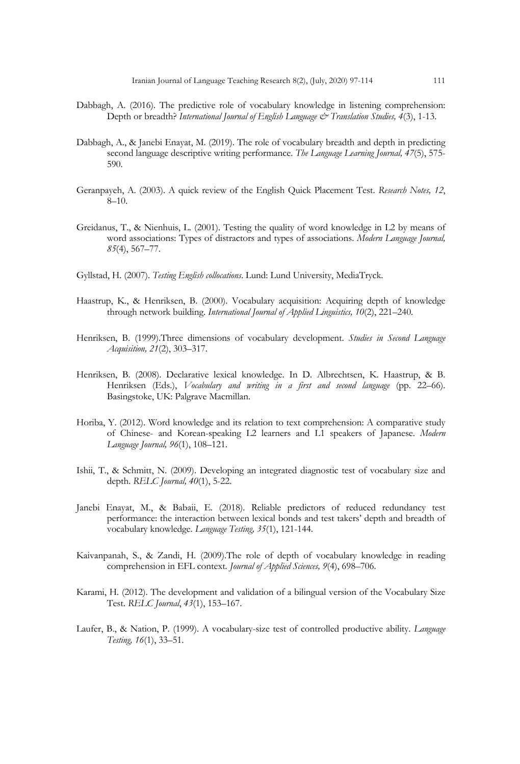Dabbagh, A. (2016). The predictive role of vocabulary knowledge in listening comprehension: Depth or breadth? *International Journal of English Language & Translation Studies, 4*(3), 1-13.

Dabbagh, A., & Janebi Enayat, M. (2019). The role of vocabulary breadth and depth in predicting second language descriptive writing performance. *The Language Learning Journal, 47*(5), 575-590.

Geranpayeh, A. (2003). A quick review of the English Quick Placement Test. *Research Notes, 12*, 8–10.

Greidanus, T., & Nienhuis, L. (2001). Testing the quality of word knowledge in L2 by means of word associations: Types of distractors and types of associations. *Modern Language Journal, 85*(4), 567–77.

Gyllstad, H. (2007). *Testing English collocations*. Lund: Lund University, MediaTryck.

Haastrup, K., & Henriksen, B. (2000). Vocabulary acquisition: Acquiring depth of knowledge through network building. *International Journal of Applied Linguistics, 10*(2), 221–240.

Henriksen, B. (1999).Three dimensions of vocabulary development. *Studies in Second Language Acquisition, 21*(2), 303–317.

Henriksen, B. (2008). Declarative lexical knowledge. In D. Albrechtsen, K. Haastrup, & B. Henriksen (Eds.), *Vocabulary and writing in a first and second language* (pp. 22–66). Basingstoke, UK: Palgrave Macmillan.

Horiba, Y. (2012). Word knowledge and its relation to text comprehension: A comparative study of Chinese- and Korean-speaking L2 learners and L1 speakers of Japanese. *Modern Language Journal, 96*(1), 108–121.

Ishii, T., & Schmitt, N. (2009). Developing an integrated diagnostic test of vocabulary size and depth. *RELC Journal, 40*(1), 5-22.

Janebi Enayat, M., & Babaii, E. (2018). Reliable predictors of reduced redundancy test performance: the interaction between lexical bonds and test takers' depth and breadth of vocabulary knowledge. *Language Testing, 35*(1), 121-144.

Kaivanpanah, S., & Zandi, H. (2009).The role of depth of vocabulary knowledge in reading comprehension in EFL context. *Journal of Applied Sciences, 9*(4), 698–706.

Karami, H. (2012). The development and validation of a bilingual version of the Vocabulary Size Test. *RELC Journal*, *43*(1), 153–167.

Laufer, B., & Nation, P. (1999). A vocabulary-size test of controlled productive ability. *Language Testing, 16*(1), 33–51.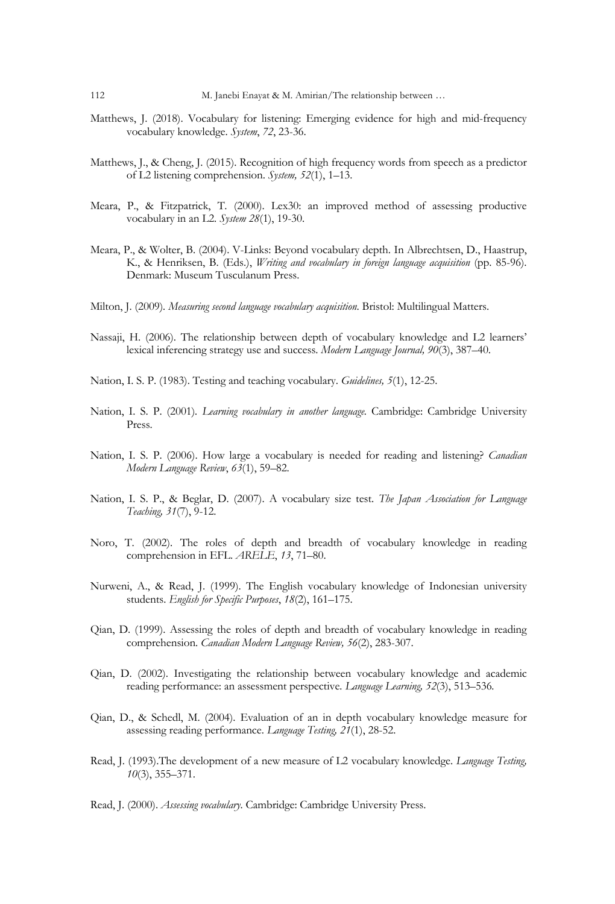Matthews, J. (2018). Vocabulary for listening: Emerging evidence for high and mid-frequency vocabulary knowledge. *System*, *72*, 23-36.

Matthews, J., & Cheng, J. (2015). Recognition of high frequency words from speech as a predictor of L2 listening comprehension. *System, 52*(1), 1–13.

Meara, P., & Fitzpatrick, T. (2000). Lex30: an improved method of assessing productive vocabulary in an L2. *System 28*(1), 19-30.

Meara, P., & Wolter, B. (2004). V-Links: Beyond vocabulary depth. In Albrechtsen, D., Haastrup, K., & Henriksen, B. (Eds.), *Writing and vocabulary in foreign language acquisition* (pp. 85-96). Denmark: Museum Tusculanum Press.

Milton, J. (2009). *Measuring second language vocabulary acquisition*. Bristol: Multilingual Matters.

Nassaji, H. (2006). The relationship between depth of vocabulary knowledge and L2 learners' lexical inferencing strategy use and success. *Modern Language Journal, 90*(3), 387–40.

Nation, I. S. P. (1983). Testing and teaching vocabulary. *Guidelines, 5*(1), 12-25.

Nation, I. S. P. (2001). *Learning vocabulary in another language*. Cambridge: Cambridge University Press.

Nation, I. S. P. (2006). How large a vocabulary is needed for reading and listening? *Canadian Modern Language Review*, *63*(1), 59–82.

Nation, I. S. P., & Beglar, D. (2007). A vocabulary size test. *The Japan Association for Language Teaching, 31*(7), 9-12.

Noro, T. (2002). The roles of depth and breadth of vocabulary knowledge in reading comprehension in EFL. *ARELE*, *13*, 71–80.

Nurweni, A., & Read, J. (1999). The English vocabulary knowledge of Indonesian university students. *English for Specific Purposes*, *18*(2), 161–175.

Qian, D. (1999). Assessing the roles of depth and breadth of vocabulary knowledge in reading comprehension. *Canadian Modern Language Review, 56*(2), 283-307.

Qian, D. (2002). Investigating the relationship between vocabulary knowledge and academic reading performance: an assessment perspective. *Language Learning, 52*(3), 513–536.

Qian, D., & Schedl, M. (2004). Evaluation of an in depth vocabulary knowledge measure for assessing reading performance. *Language Testing, 21*(1), 28-52.

Read, J. (1993).The development of a new measure of L2 vocabulary knowledge. *Language Testing, 10*(3), 355–371.

Read, J. (2000). *Assessing vocabulary*. Cambridge: Cambridge University Press.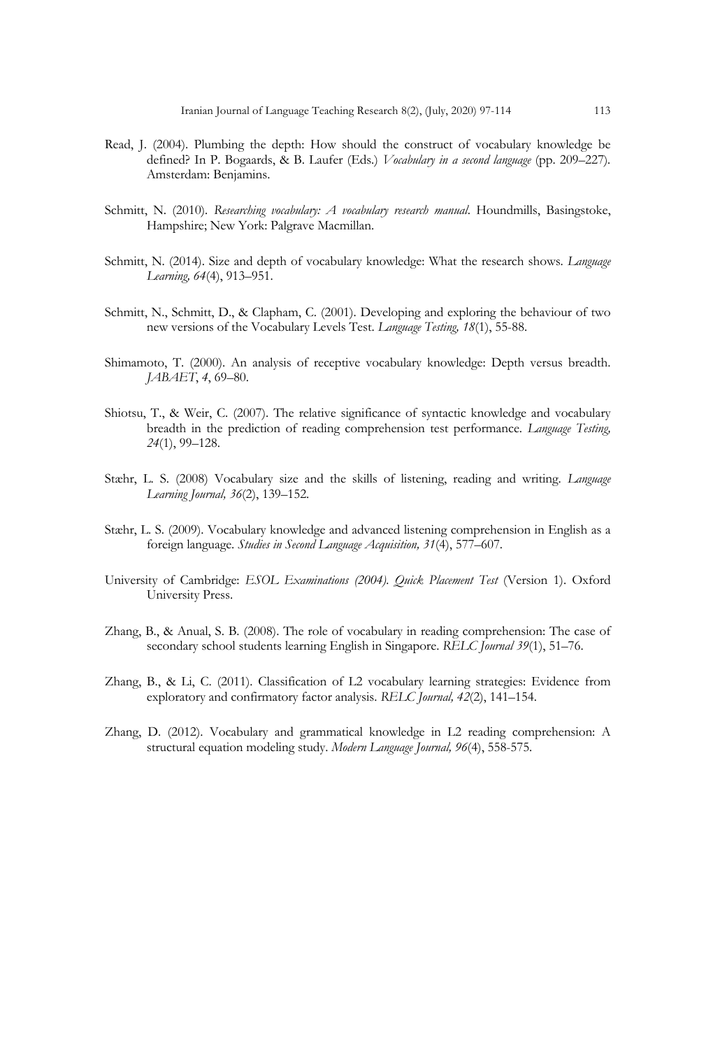Read, J. (2004). Plumbing the depth: How should the construct of vocabulary knowledge be defined? In P. Bogaards, & B. Laufer (Eds.) *Vocabulary in a second language* (pp. 209–227). Amsterdam: Benjamins.

Schmitt, N. (2010). *Researching vocabulary: A vocabulary research manual*. Houndmills, Basingstoke, Hampshire; New York: Palgrave Macmillan.

Schmitt, N. (2014). Size and depth of vocabulary knowledge: What the research shows. *Language Learning, 64*(4), 913–951.

Schmitt, N., Schmitt, D., & Clapham, C. (2001). Developing and exploring the behaviour of two new versions of the Vocabulary Levels Test. *Language Testing, 18*(1), 55-88.

Shimamoto, T. (2000). An analysis of receptive vocabulary knowledge: Depth versus breadth. *JABAET*, *4*, 69–80.

Shiotsu, T., & Weir, C. (2007). The relative significance of syntactic knowledge and vocabulary breadth in the prediction of reading comprehension test performance. *Language Testing, 24*(1), 99–128.

Stæhr, L. S. (2008) Vocabulary size and the skills of listening, reading and writing. *Language Learning Journal, 36*(2), 139–152.

Stæhr, L. S. (2009). Vocabulary knowledge and advanced listening comprehension in English as a foreign language. *Studies in Second Language Acquisition, 31*(4), 577–607.

University of Cambridge: *ESOL Examinations (2004). Quick Placement Test* (Version 1). Oxford University Press.

Zhang, B., & Anual, S. B. (2008). The role of vocabulary in reading comprehension: The case of secondary school students learning English in Singapore. *RELC Journal 39*(1), 51–76.

Zhang, B., & Li, C. (2011). Classification of L2 vocabulary learning strategies: Evidence from exploratory and confirmatory factor analysis. *RELC Journal, 42*(2), 141–154.

Zhang, D. (2012). Vocabulary and grammatical knowledge in L2 reading comprehension: A structural equation modeling study. *Modern Language Journal, 96*(4), 558-575.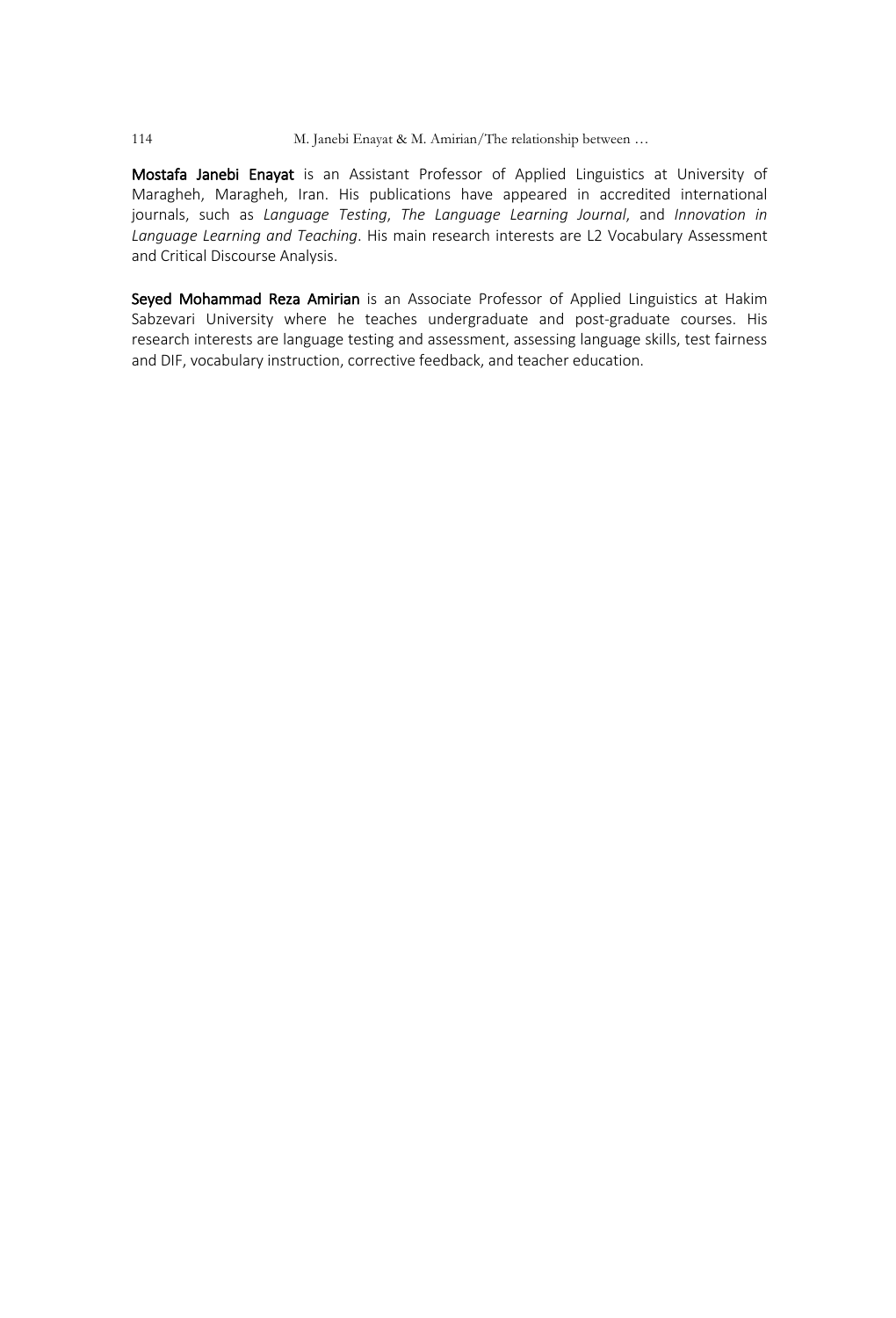**Mostafa Janebi Enayat** is an Assistant Professor of Applied Linguistics at University of Maragheh, Maragheh, Iran. His publications have appeared in accredited international journals, such as *Language Testing*, *The Language Learning Journal*, and *Innovation in Language Learning and Teaching*. His main research interests are L2 Vocabulary Assessment and Critical Discourse Analysis.

**Seyed Mohammad Reza Amirian** is an Associate Professor of Applied Linguistics at Hakim Sabzevari University where he teaches undergraduate and post-graduate courses. His research interests are language testing and assessment, assessing language skills, test fairness and DIF, vocabulary instruction, corrective feedback, and teacher education.